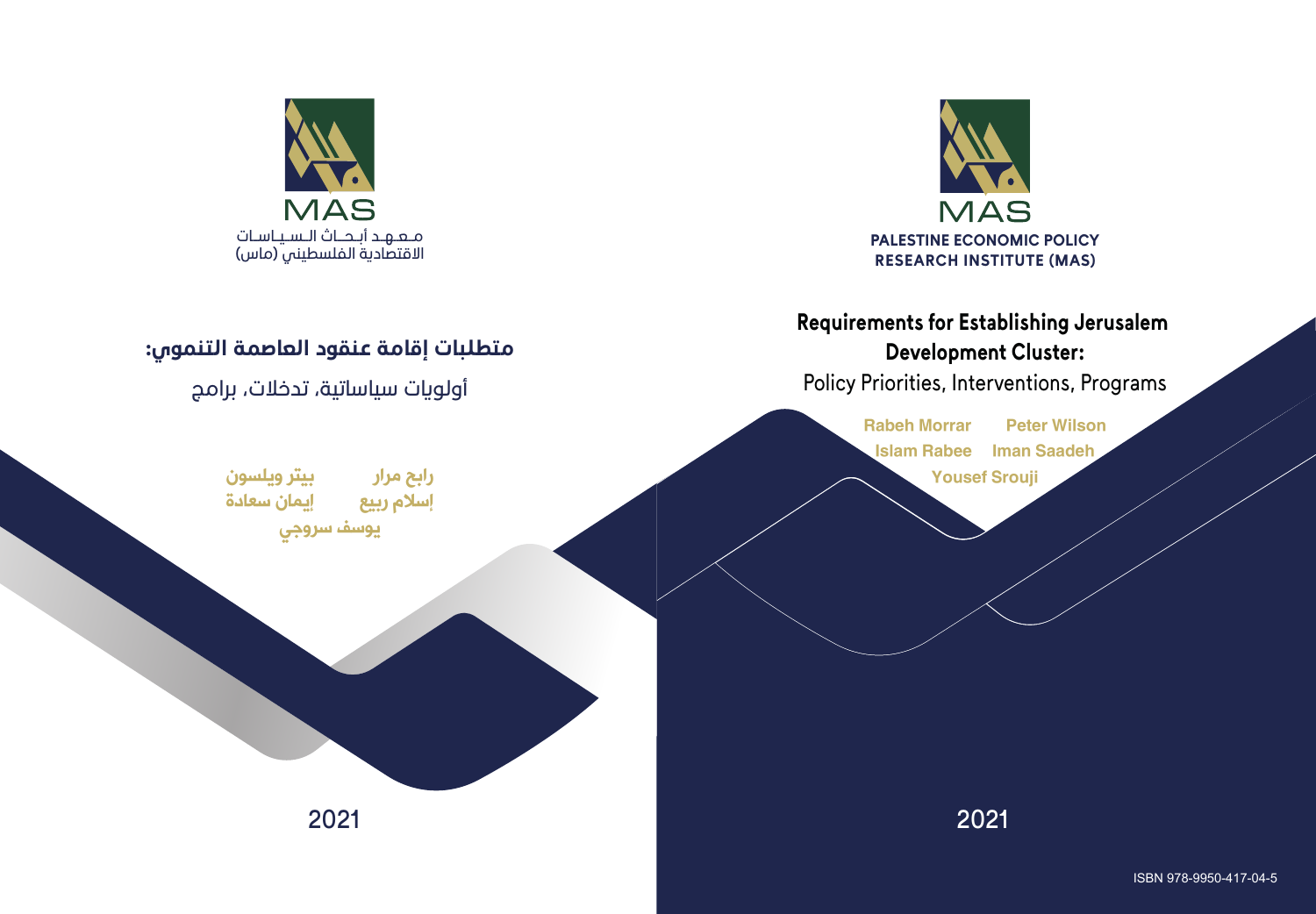MAS

PALESTINE ECONOMIC POLICY RESEARCH INSTITUTE (MAS)

# Requirements for Establishing Jerusalem Development Cluster:

## Policy Priorities, Interventions, Programs

**Rabeh Morrar** **Peter Wilson**
**Islam Rabee** **Iman Saadeh**
**Yousef Srouji**

2021

ISBN 978-9950-417-04-5

MAS

معهد أبحاث السياسات الاقتصادية الفلسطيني (ماس)

# متطلبات إقامة عنقود العاصمة التنموي:

## أولويات سياساتية، تدخلات، برامج

**رابح مرار** **بيتر ويلسون**
**إسلام ربيع** **إيمان سعادة**
**يوسف سروجي**

2021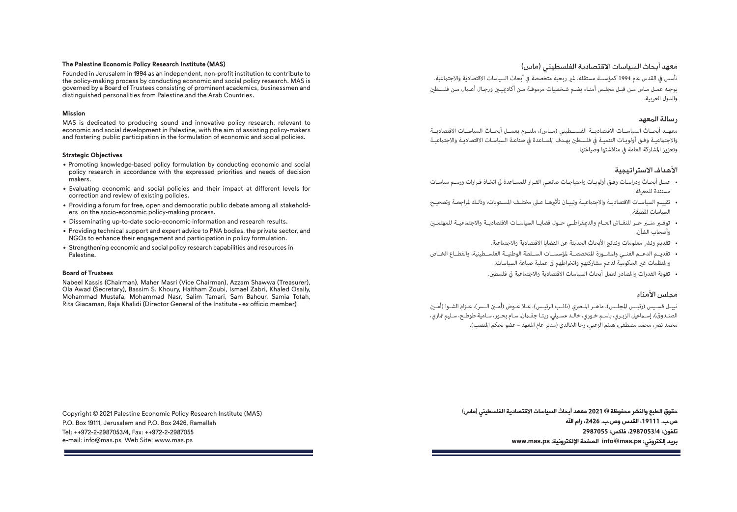## The Palestine Economic Policy Research Institute (MAS)

Founded in Jerusalem in 1994 as an independent, non-profit institution to contribute to the policy-making process by conducting economic and social policy research. MAS is governed by a Board of Trustees consisting of prominent academics, businessmen and distinguished personalities from Palestine and the Arab Countries.

### Mission

MAS is dedicated to producing sound and innovative policy research, relevant to economic and social development in Palestine, with the aim of assisting policy-makers and fostering public participation in the formulation of economic and social policies.

### Strategic Objectives

- Promoting knowledge-based policy formulation by conducting economic and social policy research in accordance with the expressed priorities and needs of decision makers.
- Evaluating economic and social policies and their impact at different levels for correction and review of existing policies.
- Providing a forum for free, open and democratic public debate among all stakeholders on the socio-economic policy-making process.
- Disseminating up-to-date socio-economic information and research results.
- Providing technical support and expert advice to PNA bodies, the private sector, and NGOs to enhance their engagement and participation in policy formulation.
- Strengthening economic and social policy research capabilities and resources in Palestine.

### Board of Trustees

Nabeel Kassis (Chairman), Maher Masri (Vice Chairman), Azzam Shawwa (Treasurer), Ola Awad (Secretary), Bassim S. Khoury, Haitham Zoubi, Ismael Zabri, Khaled Osaily, Mohammad Mustafa, Mohammad Nasr, Salim Tamari, Sam Bahour, Samia Totah, Rita Giacaman, Raja Khalidi (Director General of the Institute - ex officio member)

Copyright © 2021 Palestine Economic Policy Research Institute (MAS)
P.O. Box 19111, Jerusalem and P.O. Box 2426, Ramallah
Tel: ++972-2-2987053/4, Fax: ++972-2-2987055
e-mail: info@mas.ps Web Site: www.mas.ps

## معهد أبحاث السياسات الاقتصادية الفلسطيني (ماس)

تأسس في القدس عام 1994 كمؤسسة مستقلة، غير ربحية متخصصة في أبحاث السياسات الاقتصادية والاجتماعية.
يوجه عمل ماس من قبل مجلس أمناء يضم شخصيات مرموقة من أكاديميين ورجال أعمال من فلسطين والدول العربية.

### رسالة المعهد

معهد أبحاث السياسات الاقتصادية الفلسطيني (ماس)، ملتزم بعمل أبحاث السياسات الاقتصادية والاجتماعية وفق أولويات التنمية في فلسطين بهدف المساعدة في صناعة السياسات الاقتصادية والاجتماعية وتعزيز المشاركة العامة في مناقشتها وصياغتها.

### الأهداف الاستراتيجية

- عمل أبحاث ودراسات وفق أولويات واحتياجات صانعي القرار للمساعدة في اتخاذ قرارات ورسم سياسات مستندة للمعرفة.
- تقييم السياسات الاقتصادية والاجتماعية وتبيان تأثيرها على مختلف المستويات، وذلك لمراجعة وتصحيح السياسات المطبقة.
- توفير منبر حر للنقاش العام والديمقراطي حول قضايا السياسات الاقتصادية والاجتماعية للمهتمين وأصحاب الشأن.
- تقديم ونشر معلومات ونتائج الأبحاث الحديثة عن القضايا الاقتصادية والاجتماعية.
- تقديم الدعم الفني والمشورة المتخصصة لمؤسسات السلطة الوطنية الفلسطينية، والقطاع الخاص والمنظمات غير الحكومية لدعم مشاركتهم وانخراطهم في عملية صياغة السياسات.
- تقوية القدرات والمصادر لعمل أبحاث السياسات الاقتصادية والاجتماعية في فلسطين.

### مجلس الأمناء

نبيل قسيس (رئيس المجلس)، ماهر المصري (نائب الرئيس)، علا عوض (أمين السر)، عزام الشوا (أمين الصندوق)، إسماعيل الزبري، باسم خوري، خالد عسيلي، ريتا جقمان، سام بحور، سامية طوطح، سليم تماري، محمد نصر، محمد مصطفى، هيثم الزعبي، رجا الخالدي (مدير عام المعهد - عضو بحكم المنصب).

**حقوق الطبع والنشر محفوظة © 2021 معهد أبحاث السياسات الاقتصادية الفلسطيني (ماس)**
**ص.ب. 19111، القدس وص.ب. 2426، رام الله**
**تلفون: 2987053/4، فاكس: 2987055**
**بريد إلكتروني: info@mas.ps الصفحة الإلكترونية: www.mas.ps**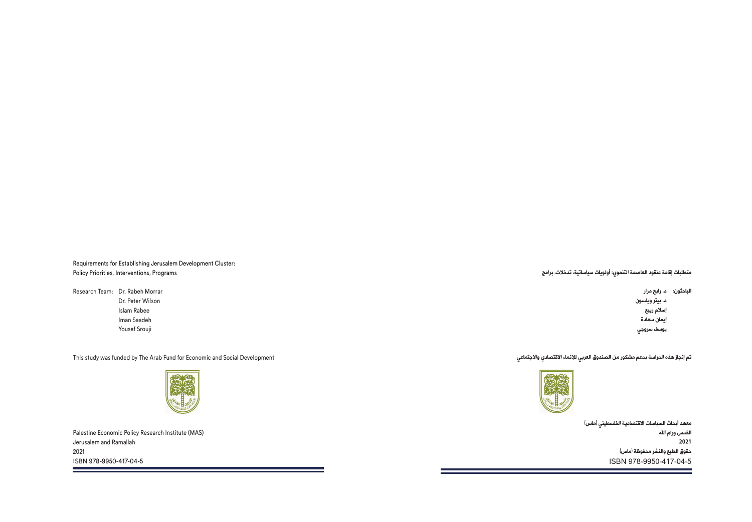Requirements for Establishing Jerusalem Development Cluster:
Policy Priorities, Interventions, Programs

Research Team: Dr. Rabeh Morrar
Dr. Peter Wilson
Islam Rabee
Iman Saadeh
Yousef Srouji

This study was funded by The Arab Fund for Economic and Social Development

Palestine Economic Policy Research Institute (MAS)
Jerusalem and Ramallah
2021
ISBN 978-9950-417-04-5

متطلبات إقامة عنقود العاصمة التنموي: أولويات سياساتية، تدخلات، برامج

الباحثون: د. رابح مرار
د. بيتر ويلسون
إسلام ربيع
إيمان سعادة
يوسف سروجي

تم إنجاز هذه الدراسة بدعم مشكور من الصندوق العربي للإنماء الاقتصادي والاجتماعي

معهد أبحاث السياسات الاقتصادية الفلسطيني (ماس)
القدس ورام الله
2021
حقوق الطبع والنشر محفوظة (ماس)
ISBN 978-9950-417-04-5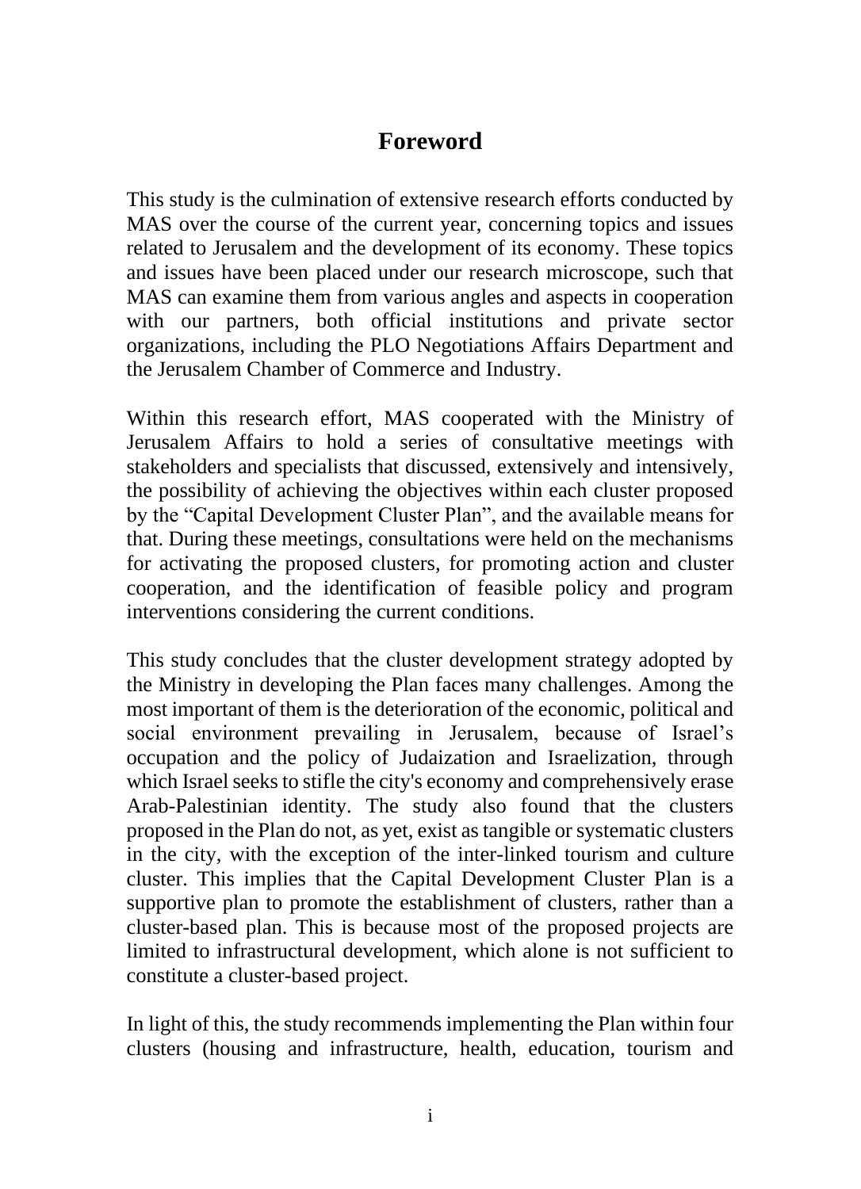# Foreword

This study is the culmination of extensive research efforts conducted by MAS over the course of the current year, concerning topics and issues related to Jerusalem and the development of its economy. These topics and issues have been placed under our research microscope, such that MAS can examine them from various angles and aspects in cooperation with our partners, both official institutions and private sector organizations, including the PLO Negotiations Affairs Department and the Jerusalem Chamber of Commerce and Industry.

Within this research effort, MAS cooperated with the Ministry of Jerusalem Affairs to hold a series of consultative meetings with stakeholders and specialists that discussed, extensively and intensively, the possibility of achieving the objectives within each cluster proposed by the "Capital Development Cluster Plan", and the available means for that. During these meetings, consultations were held on the mechanisms for activating the proposed clusters, for promoting action and cluster cooperation, and the identification of feasible policy and program interventions considering the current conditions.

This study concludes that the cluster development strategy adopted by the Ministry in developing the Plan faces many challenges. Among the most important of them is the deterioration of the economic, political and social environment prevailing in Jerusalem, because of Israel's occupation and the policy of Judaization and Israelization, through which Israel seeks to stifle the city's economy and comprehensively erase Arab-Palestinian identity. The study also found that the clusters proposed in the Plan do not, as yet, exist as tangible or systematic clusters in the city, with the exception of the inter-linked tourism and culture cluster. This implies that the Capital Development Cluster Plan is a supportive plan to promote the establishment of clusters, rather than a cluster-based plan. This is because most of the proposed projects are limited to infrastructural development, which alone is not sufficient to constitute a cluster-based project.

In light of this, the study recommends implementing the Plan within four clusters (housing and infrastructure, health, education, tourism and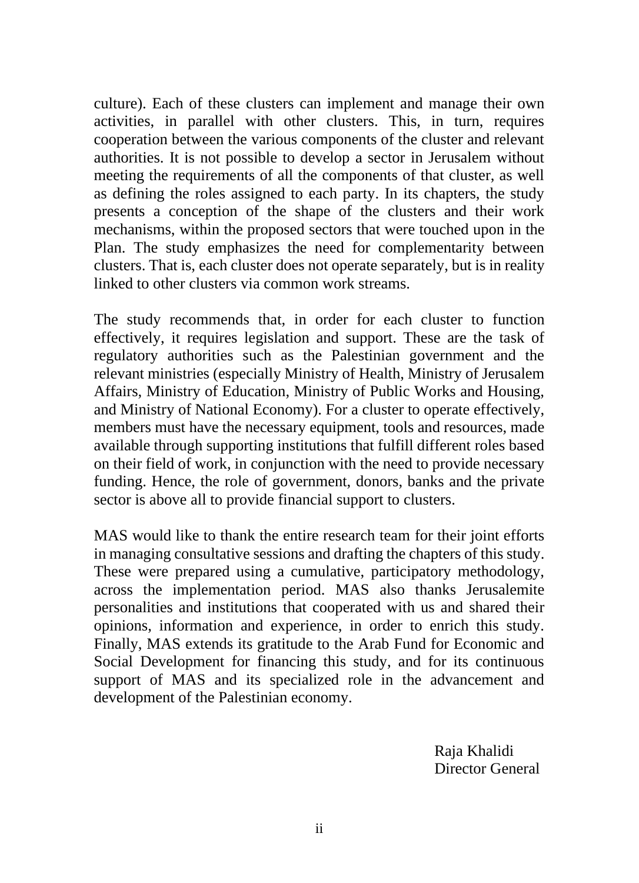culture). Each of these clusters can implement and manage their own activities, in parallel with other clusters. This, in turn, requires cooperation between the various components of the cluster and relevant authorities. It is not possible to develop a sector in Jerusalem without meeting the requirements of all the components of that cluster, as well as defining the roles assigned to each party. In its chapters, the study presents a conception of the shape of the clusters and their work mechanisms, within the proposed sectors that were touched upon in the Plan. The study emphasizes the need for complementarity between clusters. That is, each cluster does not operate separately, but is in reality linked to other clusters via common work streams.

The study recommends that, in order for each cluster to function effectively, it requires legislation and support. These are the task of regulatory authorities such as the Palestinian government and the relevant ministries (especially Ministry of Health, Ministry of Jerusalem Affairs, Ministry of Education, Ministry of Public Works and Housing, and Ministry of National Economy). For a cluster to operate effectively, members must have the necessary equipment, tools and resources, made available through supporting institutions that fulfill different roles based on their field of work, in conjunction with the need to provide necessary funding. Hence, the role of government, donors, banks and the private sector is above all to provide financial support to clusters.

MAS would like to thank the entire research team for their joint efforts in managing consultative sessions and drafting the chapters of this study. These were prepared using a cumulative, participatory methodology, across the implementation period. MAS also thanks Jerusalemite personalities and institutions that cooperated with us and shared their opinions, information and experience, in order to enrich this study. Finally, MAS extends its gratitude to the Arab Fund for Economic and Social Development for financing this study, and for its continuous support of MAS and its specialized role in the advancement and development of the Palestinian economy.

Raja Khalidi
Director General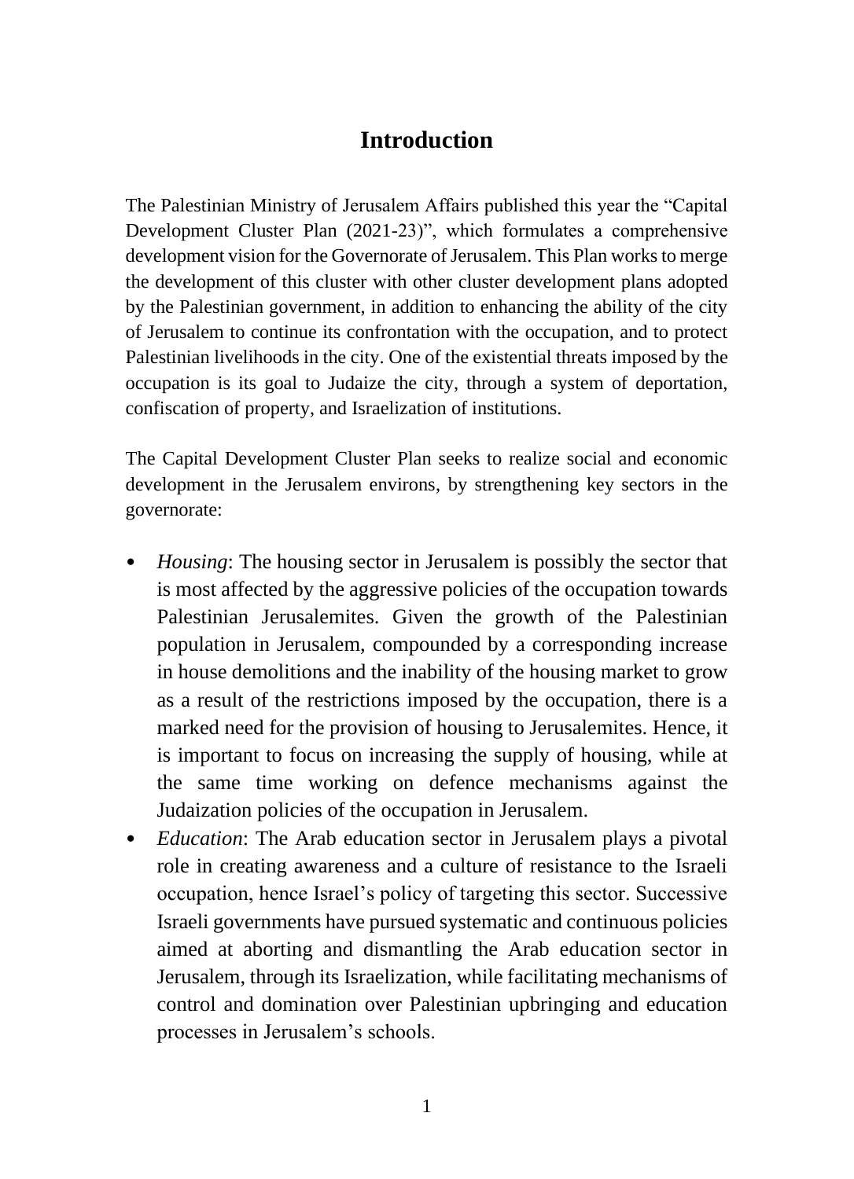# Introduction

The Palestinian Ministry of Jerusalem Affairs published this year the "Capital Development Cluster Plan (2021-23)", which formulates a comprehensive development vision for the Governorate of Jerusalem. This Plan works to merge the development of this cluster with other cluster development plans adopted by the Palestinian government, in addition to enhancing the ability of the city of Jerusalem to continue its confrontation with the occupation, and to protect Palestinian livelihoods in the city. One of the existential threats imposed by the occupation is its goal to Judaize the city, through a system of deportation, confiscation of property, and Israelization of institutions.

The Capital Development Cluster Plan seeks to realize social and economic development in the Jerusalem environs, by strengthening key sectors in the governorate:

- *Housing*: The housing sector in Jerusalem is possibly the sector that is most affected by the aggressive policies of the occupation towards Palestinian Jerusalemites. Given the growth of the Palestinian population in Jerusalem, compounded by a corresponding increase in house demolitions and the inability of the housing market to grow as a result of the restrictions imposed by the occupation, there is a marked need for the provision of housing to Jerusalemites. Hence, it is important to focus on increasing the supply of housing, while at the same time working on defence mechanisms against the Judaization policies of the occupation in Jerusalem.
- *Education*: The Arab education sector in Jerusalem plays a pivotal role in creating awareness and a culture of resistance to the Israeli occupation, hence Israel's policy of targeting this sector. Successive Israeli governments have pursued systematic and continuous policies aimed at aborting and dismantling the Arab education sector in Jerusalem, through its Israelization, while facilitating mechanisms of control and domination over Palestinian upbringing and education processes in Jerusalem's schools.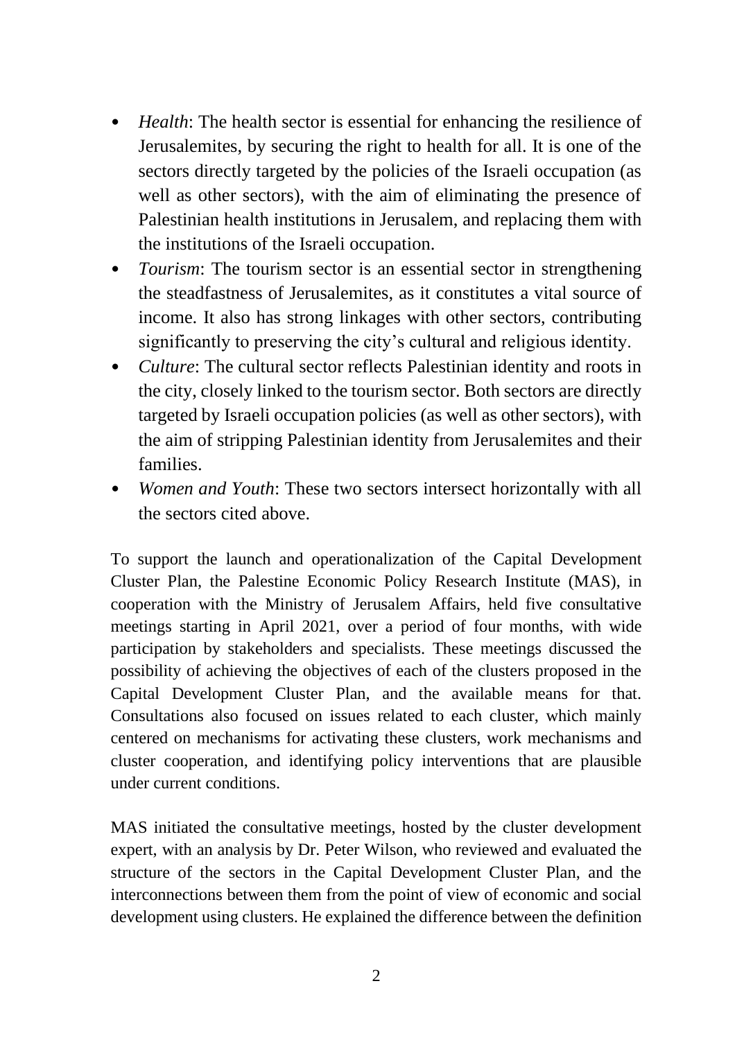- *Health*: The health sector is essential for enhancing the resilience of Jerusalemites, by securing the right to health for all. It is one of the sectors directly targeted by the policies of the Israeli occupation (as well as other sectors), with the aim of eliminating the presence of Palestinian health institutions in Jerusalem, and replacing them with the institutions of the Israeli occupation.
- *Tourism*: The tourism sector is an essential sector in strengthening the steadfastness of Jerusalemites, as it constitutes a vital source of income. It also has strong linkages with other sectors, contributing significantly to preserving the city's cultural and religious identity.
- *Culture*: The cultural sector reflects Palestinian identity and roots in the city, closely linked to the tourism sector. Both sectors are directly targeted by Israeli occupation policies (as well as other sectors), with the aim of stripping Palestinian identity from Jerusalemites and their families.
- *Women and Youth*: These two sectors intersect horizontally with all the sectors cited above.

To support the launch and operationalization of the Capital Development Cluster Plan, the Palestine Economic Policy Research Institute (MAS), in cooperation with the Ministry of Jerusalem Affairs, held five consultative meetings starting in April 2021, over a period of four months, with wide participation by stakeholders and specialists. These meetings discussed the possibility of achieving the objectives of each of the clusters proposed in the Capital Development Cluster Plan, and the available means for that. Consultations also focused on issues related to each cluster, which mainly centered on mechanisms for activating these clusters, work mechanisms and cluster cooperation, and identifying policy interventions that are plausible under current conditions.

MAS initiated the consultative meetings, hosted by the cluster development expert, with an analysis by Dr. Peter Wilson, who reviewed and evaluated the structure of the sectors in the Capital Development Cluster Plan, and the interconnections between them from the point of view of economic and social development using clusters. He explained the difference between the definition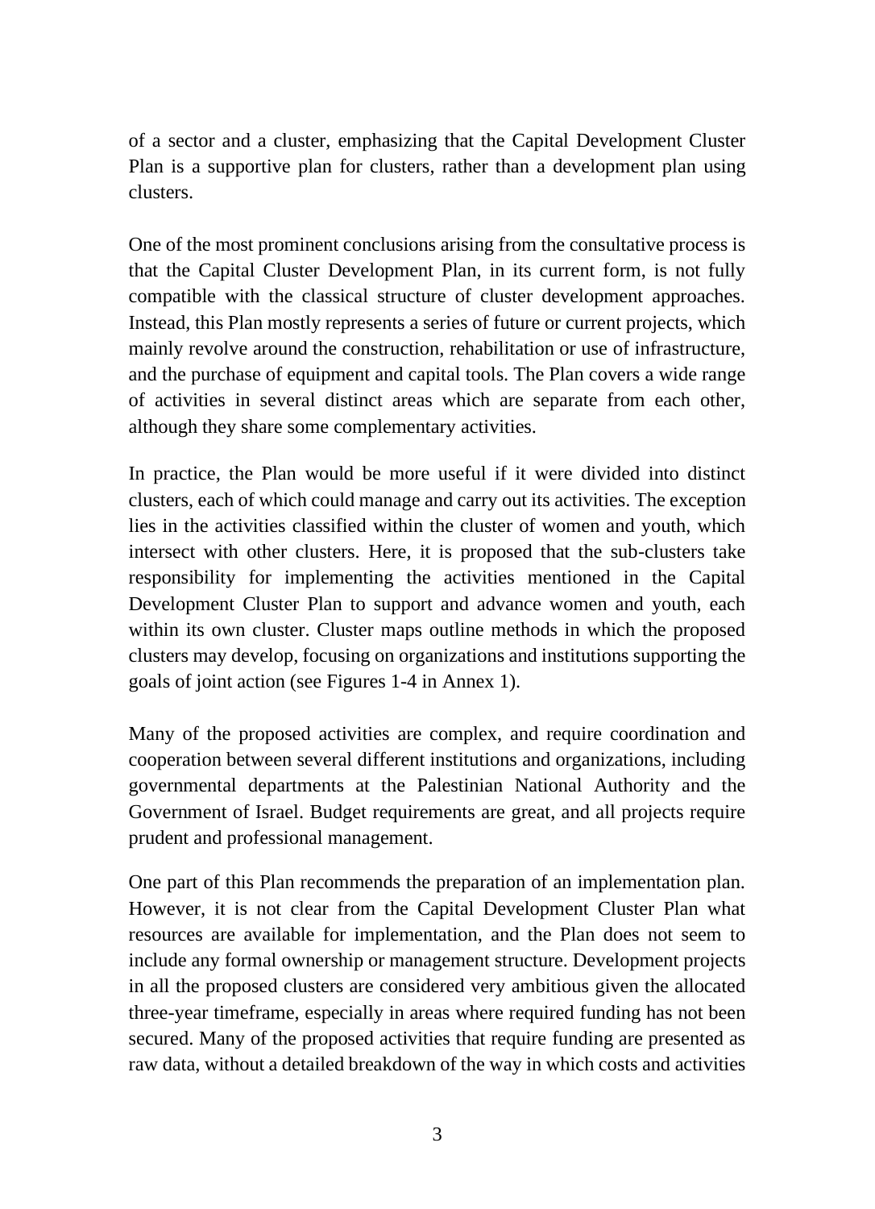of a sector and a cluster, emphasizing that the Capital Development Cluster Plan is a supportive plan for clusters, rather than a development plan using clusters.

One of the most prominent conclusions arising from the consultative process is that the Capital Cluster Development Plan, in its current form, is not fully compatible with the classical structure of cluster development approaches. Instead, this Plan mostly represents a series of future or current projects, which mainly revolve around the construction, rehabilitation or use of infrastructure, and the purchase of equipment and capital tools. The Plan covers a wide range of activities in several distinct areas which are separate from each other, although they share some complementary activities.

In practice, the Plan would be more useful if it were divided into distinct clusters, each of which could manage and carry out its activities. The exception lies in the activities classified within the cluster of women and youth, which intersect with other clusters. Here, it is proposed that the sub-clusters take responsibility for implementing the activities mentioned in the Capital Development Cluster Plan to support and advance women and youth, each within its own cluster. Cluster maps outline methods in which the proposed clusters may develop, focusing on organizations and institutions supporting the goals of joint action (see Figures 1-4 in Annex 1).

Many of the proposed activities are complex, and require coordination and cooperation between several different institutions and organizations, including governmental departments at the Palestinian National Authority and the Government of Israel. Budget requirements are great, and all projects require prudent and professional management.

One part of this Plan recommends the preparation of an implementation plan. However, it is not clear from the Capital Development Cluster Plan what resources are available for implementation, and the Plan does not seem to include any formal ownership or management structure. Development projects in all the proposed clusters are considered very ambitious given the allocated three-year timeframe, especially in areas where required funding has not been secured. Many of the proposed activities that require funding are presented as raw data, without a detailed breakdown of the way in which costs and activities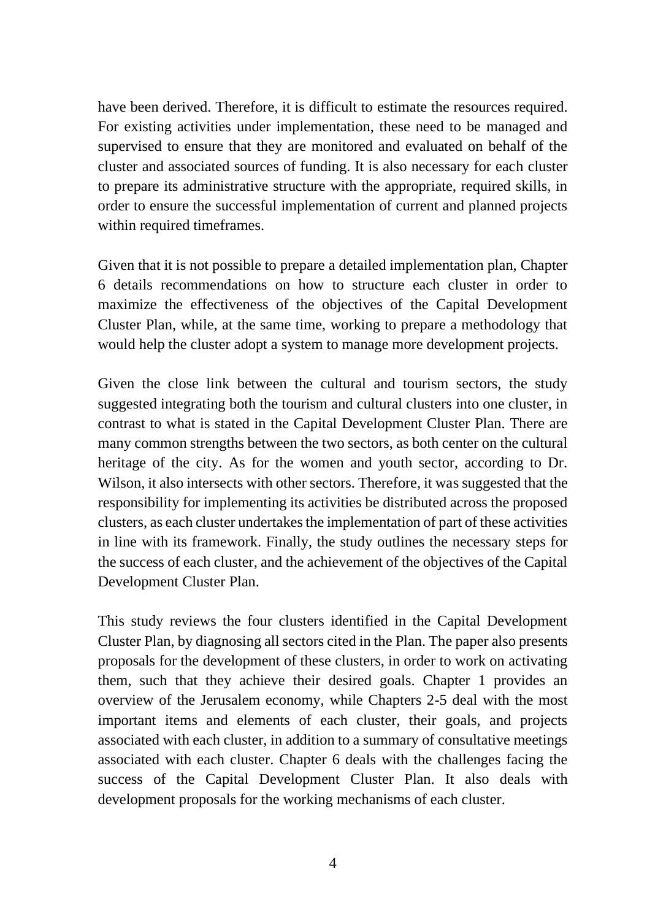have been derived. Therefore, it is difficult to estimate the resources required. For existing activities under implementation, these need to be managed and supervised to ensure that they are monitored and evaluated on behalf of the cluster and associated sources of funding. It is also necessary for each cluster to prepare its administrative structure with the appropriate, required skills, in order to ensure the successful implementation of current and planned projects within required timeframes.

Given that it is not possible to prepare a detailed implementation plan, Chapter 6 details recommendations on how to structure each cluster in order to maximize the effectiveness of the objectives of the Capital Development Cluster Plan, while, at the same time, working to prepare a methodology that would help the cluster adopt a system to manage more development projects.

Given the close link between the cultural and tourism sectors, the study suggested integrating both the tourism and cultural clusters into one cluster, in contrast to what is stated in the Capital Development Cluster Plan. There are many common strengths between the two sectors, as both center on the cultural heritage of the city. As for the women and youth sector, according to Dr. Wilson, it also intersects with other sectors. Therefore, it was suggested that the responsibility for implementing its activities be distributed across the proposed clusters, as each cluster undertakes the implementation of part of these activities in line with its framework. Finally, the study outlines the necessary steps for the success of each cluster, and the achievement of the objectives of the Capital Development Cluster Plan.

This study reviews the four clusters identified in the Capital Development Cluster Plan, by diagnosing all sectors cited in the Plan. The paper also presents proposals for the development of these clusters, in order to work on activating them, such that they achieve their desired goals. Chapter 1 provides an overview of the Jerusalem economy, while Chapters 2-5 deal with the most important items and elements of each cluster, their goals, and projects associated with each cluster, in addition to a summary of consultative meetings associated with each cluster. Chapter 6 deals with the challenges facing the success of the Capital Development Cluster Plan. It also deals with development proposals for the working mechanisms of each cluster.